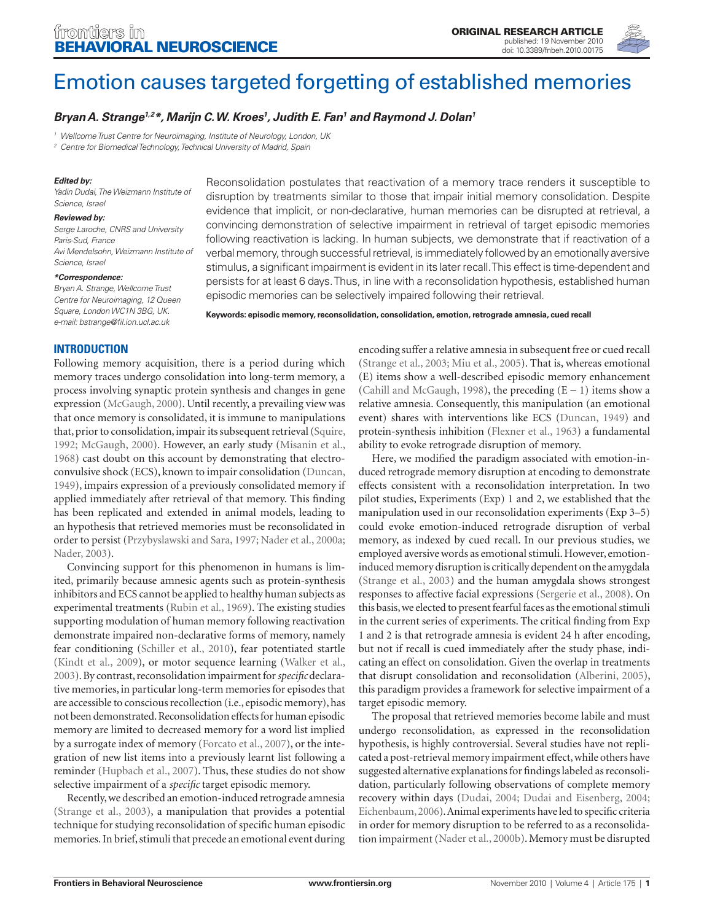# Emotion causes targeted forgetting of established memories

***Bryan A. Strange[1,2]\*, Marijn C. W. Kroes[1], Judith E. Fan[1] and Raymond J. Dolan[1]***

[1] Wellcome Trust Centre for Neuroimaging, Institute of Neurology, London, UK
[2] Centre for Biomedical Technology, Technical University of Madrid, Spain

***Edited by:***
*Yadin Dudai, The Weizmann Institute of Science, Israel*

***Reviewed by:***
*Serge Laroche, CNRS and University Paris-Sud, France*
*Avi Mendelsohn, Weizmann Institute of Science, Israel*

***\*Correspondence:***
*Bryan A. Strange, Wellcome Trust Centre for Neuroimaging, 12 Queen Square, London WC1N 3BG, UK. e-mail: bstrange@fil.ion.ucl.ac.uk*

Reconsolidation postulates that reactivation of a memory trace renders it susceptible to disruption by treatments similar to those that impair initial memory consolidation. Despite evidence that implicit, or non-declarative, human memories can be disrupted at retrieval, a convincing demonstration of selective impairment in retrieval of target episodic memories following reactivation is lacking. In human subjects, we demonstrate that if reactivation of a verbal memory, through successful retrieval, is immediately followed by an emotionally aversive stimulus, a significant impairment is evident in its later recall. This effect is time-dependent and persists for at least 6 days. Thus, in line with a reconsolidation hypothesis, established human episodic memories can be selectively impaired following their retrieval.

**Keywords: episodic memory, reconsolidation, consolidation, emotion, retrograde amnesia, cued recall**

## INTRODUCTION

Following memory acquisition, there is a period during which memory traces undergo consolidation into long-term memory, a process involving synaptic protein synthesis and changes in gene expression (McGaugh, 2000). Until recently, a prevailing view was that once memory is consolidated, it is immune to manipulations that, prior to consolidation, impair its subsequent retrieval (Squire, 1992; McGaugh, 2000). However, an early study (Misanin et al., 1968) cast doubt on this account by demonstrating that electroconvulsive shock (ECS), known to impair consolidation (Duncan, 1949), impairs expression of a previously consolidated memory if applied immediately after retrieval of that memory. This finding has been replicated and extended in animal models, leading to an hypothesis that retrieved memories must be reconsolidated in order to persist (Przybyslawski and Sara, 1997; Nader et al., 2000a; Nader, 2003).

Convincing support for this phenomenon in humans is limited, primarily because amnesic agents such as protein-synthesis inhibitors and ECS cannot be applied to healthy human subjects as experimental treatments (Rubin et al., 1969). The existing studies supporting modulation of human memory following reactivation demonstrate impaired non-declarative forms of memory, namely fear conditioning (Schiller et al., 2010), fear potentiated startle (Kindt et al., 2009), or motor sequence learning (Walker et al., 2003). By contrast, reconsolidation impairment for *specific* declarative memories, in particular long-term memories for episodes that are accessible to conscious recollection (i.e., episodic memory), has not been demonstrated. Reconsolidation effects for human episodic memory are limited to decreased memory for a word list implied by a surrogate index of memory (Forcato et al., 2007), or the integration of new list items into a previously learnt list following a reminder (Hupbach et al., 2007). Thus, these studies do not show selective impairment of a *specific* target episodic memory.

Recently, we described an emotion-induced retrograde amnesia (Strange et al., 2003), a manipulation that provides a potential technique for studying reconsolidation of specific human episodic memories. In brief, stimuli that precede an emotional event during encoding suffer a relative amnesia in subsequent free or cued recall (Strange et al., 2003; Miu et al., 2005). That is, whereas emotional (E) items show a well-described episodic memory enhancement (Cahill and McGaugh, 1998), the preceding (E − 1) items show a relative amnesia. Consequently, this manipulation (an emotional event) shares with interventions like ECS (Duncan, 1949) and protein-synthesis inhibition (Flexner et al., 1963) a fundamental ability to evoke retrograde disruption of memory.

Here, we modified the paradigm associated with emotion-induced retrograde memory disruption at encoding to demonstrate effects consistent with a reconsolidation interpretation. In two pilot studies, Experiments (Exp) 1 and 2, we established that the manipulation used in our reconsolidation experiments (Exp 3–5) could evoke emotion-induced retrograde disruption of verbal memory, as indexed by cued recall. In our previous studies, we employed aversive words as emotional stimuli. However, emotion-induced memory disruption is critically dependent on the amygdala (Strange et al., 2003) and the human amygdala shows strongest responses to affective facial expressions (Sergerie et al., 2008). On this basis, we elected to present fearful faces as the emotional stimuli in the current series of experiments. The critical finding from Exp 1 and 2 is that retrograde amnesia is evident 24 h after encoding, but not if recall is cued immediately after the study phase, indicating an effect on consolidation. Given the overlap in treatments that disrupt consolidation and reconsolidation (Alberini, 2005), this paradigm provides a framework for selective impairment of a target episodic memory.

The proposal that retrieved memories become labile and must undergo reconsolidation, as expressed in the reconsolidation hypothesis, is highly controversial. Several studies have not replicated a post-retrieval memory impairment effect, while others have suggested alternative explanations for findings labeled as reconsolidation, particularly following observations of complete memory recovery within days (Dudai, 2004; Dudai and Eisenberg, 2004; Eichenbaum, 2006). Animal experiments have led to specific criteria in order for memory disruption to be referred to as a reconsolidation impairment (Nader et al., 2000b). Memory must be disrupted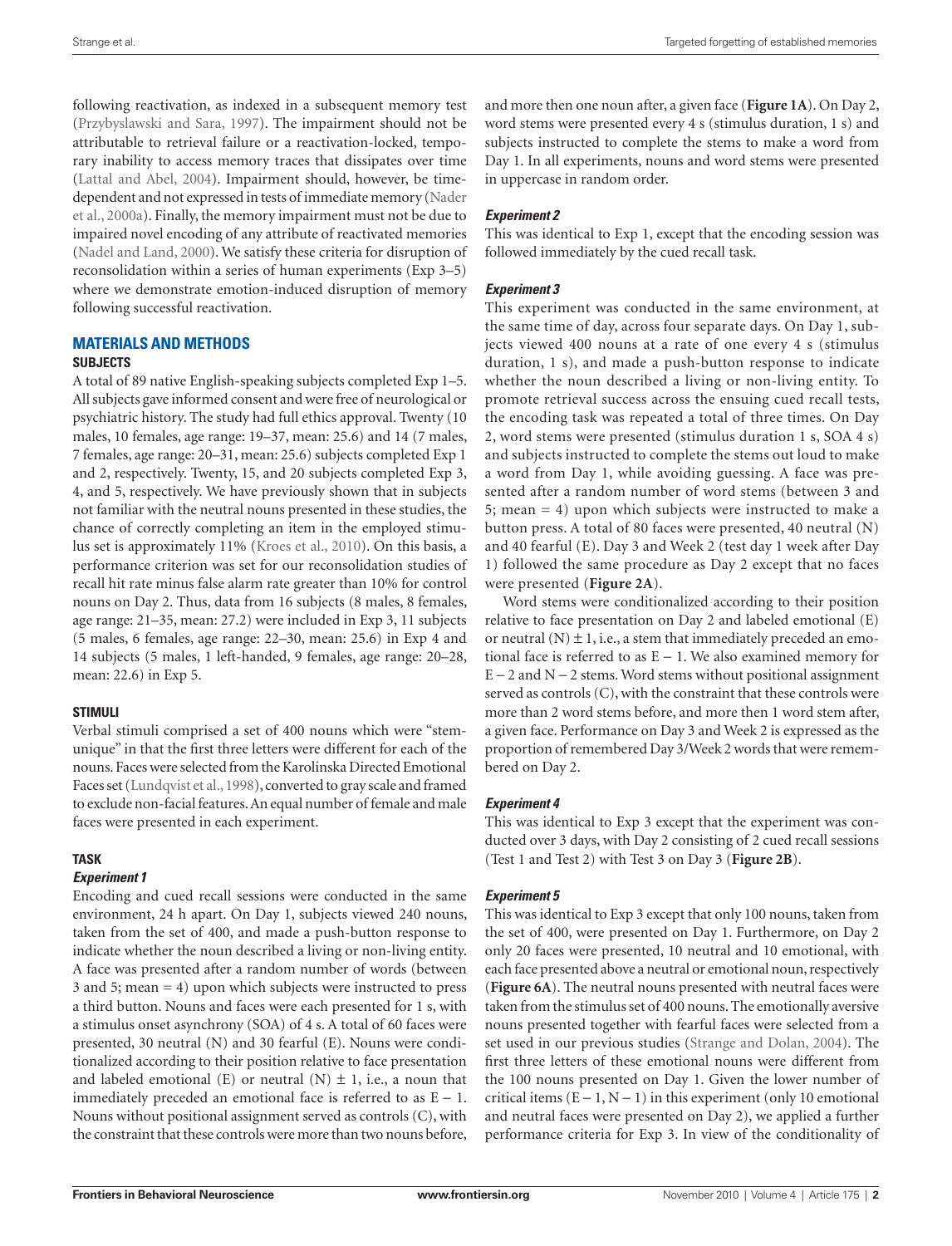following reactivation, as indexed in a subsequent memory test (Przybyslawski and Sara, 1997). The impairment should not be attributable to retrieval failure or a reactivation-locked, temporary inability to access memory traces that dissipates over time (Lattal and Abel, 2004). Impairment should, however, be time-dependent and not expressed in tests of immediate memory (Nader et al., 2000a). Finally, the memory impairment must not be due to impaired novel encoding of any attribute of reactivated memories (Nadel and Land, 2000). We satisfy these criteria for disruption of reconsolidation within a series of human experiments (Exp 3–5) where we demonstrate emotion-induced disruption of memory following successful reactivation.

## MATERIALS AND METHODS

### SUBJECTS

A total of 89 native English-speaking subjects completed Exp 1–5. All subjects gave informed consent and were free of neurological or psychiatric history. The study had full ethics approval. Twenty (10 males, 10 females, age range: 19–37, mean: 25.6) and 14 (7 males, 7 females, age range: 20–31, mean: 25.6) subjects completed Exp 1 and 2, respectively. Twenty, 15, and 20 subjects completed Exp 3, 4, and 5, respectively. We have previously shown that in subjects not familiar with the neutral nouns presented in these studies, the chance of correctly completing an item in the employed stimulus set is approximately 11% (Kroes et al., 2010). On this basis, a performance criterion was set for our reconsolidation studies of recall hit rate minus false alarm rate greater than 10% for control nouns on Day 2. Thus, data from 16 subjects (8 males, 8 females, age range: 21–35, mean: 27.2) were included in Exp 3, 11 subjects (5 males, 6 females, age range: 22–30, mean: 25.6) in Exp 4 and 14 subjects (5 males, 1 left-handed, 9 females, age range: 20–28, mean: 22.6) in Exp 5.

### STIMULI

Verbal stimuli comprised a set of 400 nouns which were "stem-unique" in that the first three letters were different for each of the nouns. Faces were selected from the Karolinska Directed Emotional Faces set (Lundqvist et al., 1998), converted to gray scale and framed to exclude non-facial features. An equal number of female and male faces were presented in each experiment.

### TASK

#### *Experiment 1*

Encoding and cued recall sessions were conducted in the same environment, 24 h apart. On Day 1, subjects viewed 240 nouns, taken from the set of 400, and made a push-button response to indicate whether the noun described a living or non-living entity. A face was presented after a random number of words (between 3 and 5; mean = 4) upon which subjects were instructed to press a third button. Nouns and faces were each presented for 1 s, with a stimulus onset asynchrony (SOA) of 4 s. A total of 60 faces were presented, 30 neutral (N) and 30 fearful (E). Nouns were conditionalized according to their position relative to face presentation and labeled emotional (E) or neutral (N) ± 1, i.e., a noun that immediately preceded an emotional face is referred to as E − 1. Nouns without positional assignment served as controls (C), with the constraint that these controls were more than two nouns before, and more then one noun after, a given face (**Figure 1A**). On Day 2, word stems were presented every 4 s (stimulus duration, 1 s) and subjects instructed to complete the stems to make a word from Day 1. In all experiments, nouns and word stems were presented in uppercase in random order.

#### *Experiment 2*

This was identical to Exp 1, except that the encoding session was followed immediately by the cued recall task.

#### *Experiment 3*

This experiment was conducted in the same environment, at the same time of day, across four separate days. On Day 1, subjects viewed 400 nouns at a rate of one every 4 s (stimulus duration, 1 s), and made a push-button response to indicate whether the noun described a living or non-living entity. To promote retrieval success across the ensuing cued recall tests, the encoding task was repeated a total of three times. On Day 2, word stems were presented (stimulus duration 1 s, SOA 4 s) and subjects instructed to complete the stems out loud to make a word from Day 1, while avoiding guessing. A face was presented after a random number of word stems (between 3 and 5; mean = 4) upon which subjects were instructed to make a button press. A total of 80 faces were presented, 40 neutral (N) and 40 fearful (E). Day 3 and Week 2 (test day 1 week after Day 1) followed the same procedure as Day 2 except that no faces were presented (**Figure 2A**).

Word stems were conditionalized according to their position relative to face presentation on Day 2 and labeled emotional (E) or neutral (N) ± 1, i.e., a stem that immediately preceded an emotional face is referred to as E − 1. We also examined memory for E − 2 and N − 2 stems. Word stems without positional assignment served as controls (C), with the constraint that these controls were more than 2 word stems before, and more then 1 word stem after, a given face. Performance on Day 3 and Week 2 is expressed as the proportion of remembered Day 3/Week 2 words that were remembered on Day 2.

#### *Experiment 4*

This was identical to Exp 3 except that the experiment was conducted over 3 days, with Day 2 consisting of 2 cued recall sessions (Test 1 and Test 2) with Test 3 on Day 3 (**Figure 2B**).

#### *Experiment 5*

This was identical to Exp 3 except that only 100 nouns, taken from the set of 400, were presented on Day 1. Furthermore, on Day 2 only 20 faces were presented, 10 neutral and 10 emotional, with each face presented above a neutral or emotional noun, respectively (**Figure 6A**). The neutral nouns presented with neutral faces were taken from the stimulus set of 400 nouns. The emotionally aversive nouns presented together with fearful faces were selected from a set used in our previous studies (Strange and Dolan, 2004). The first three letters of these emotional nouns were different from the 100 nouns presented on Day 1. Given the lower number of critical items (E − 1, N − 1) in this experiment (only 10 emotional and neutral faces were presented on Day 2), we applied a further performance criteria for Exp 3. In view of the conditionality of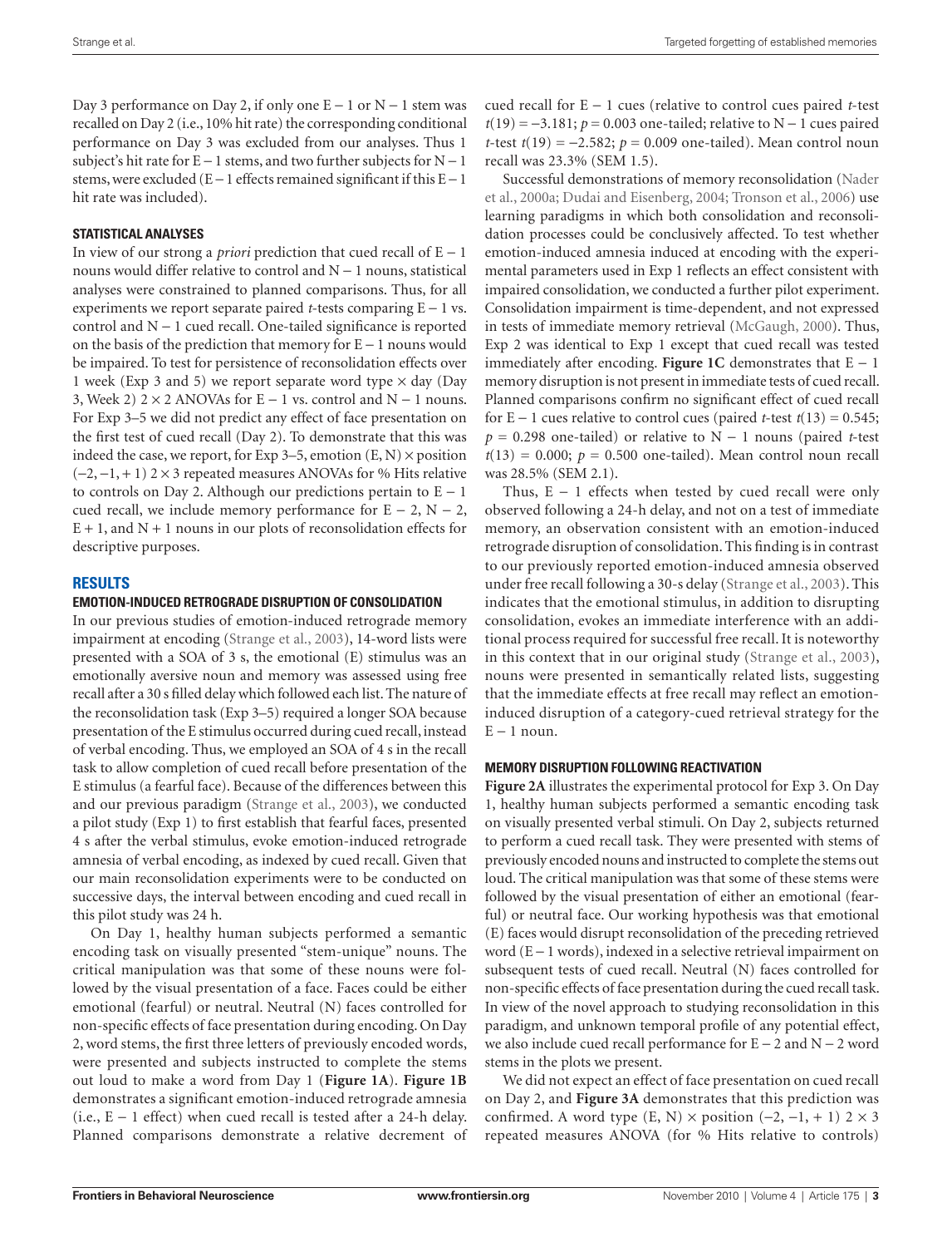Day 3 performance on Day 2, if only one E − 1 or N − 1 stem was recalled on Day 2 (i.e., 10% hit rate) the corresponding conditional performance on Day 3 was excluded from our analyses. Thus 1 subject's hit rate for E − 1 stems, and two further subjects for N − 1 stems, were excluded (E − 1 effects remained significant if this E − 1 hit rate was included).

### STATISTICAL ANALYSES

In view of our strong a *priori* prediction that cued recall of E − 1 nouns would differ relative to control and N − 1 nouns, statistical analyses were constrained to planned comparisons. Thus, for all experiments we report separate paired *t*-tests comparing E − 1 vs. control and N − 1 cued recall. One-tailed significance is reported on the basis of the prediction that memory for E − 1 nouns would be impaired. To test for persistence of reconsolidation effects over 1 week (Exp 3 and 5) we report separate word type × day (Day 3, Week 2) 2 × 2 ANOVAs for E − 1 vs. control and N − 1 nouns. For Exp 3–5 we did not predict any effect of face presentation on the first test of cued recall (Day 2). To demonstrate that this was indeed the case, we report, for Exp 3–5, emotion (E, N) × position (−2, −1, + 1) 2 × 3 repeated measures ANOVAs for % Hits relative to controls on Day 2. Although our predictions pertain to E − 1 cued recall, we include memory performance for E − 2, N − 2, E + 1, and N + 1 nouns in our plots of reconsolidation effects for descriptive purposes.

## RESULTS

### EMOTION-INDUCED RETROGRADE DISRUPTION OF CONSOLIDATION

In our previous studies of emotion-induced retrograde memory impairment at encoding (Strange et al., 2003), 14-word lists were presented with a SOA of 3 s, the emotional (E) stimulus was an emotionally aversive noun and memory was assessed using free recall after a 30 s filled delay which followed each list. The nature of the reconsolidation task (Exp 3–5) required a longer SOA because presentation of the E stimulus occurred during cued recall, instead of verbal encoding. Thus, we employed an SOA of 4 s in the recall task to allow completion of cued recall before presentation of the E stimulus (a fearful face). Because of the differences between this and our previous paradigm (Strange et al., 2003), we conducted a pilot study (Exp 1) to first establish that fearful faces, presented 4 s after the verbal stimulus, evoke emotion-induced retrograde amnesia of verbal encoding, as indexed by cued recall. Given that our main reconsolidation experiments were to be conducted on successive days, the interval between encoding and cued recall in this pilot study was 24 h.

On Day 1, healthy human subjects performed a semantic encoding task on visually presented "stem-unique" nouns. The critical manipulation was that some of these nouns were followed by the visual presentation of a face. Faces could be either emotional (fearful) or neutral. Neutral (N) faces controlled for non-specific effects of face presentation during encoding. On Day 2, word stems, the first three letters of previously encoded words, were presented and subjects instructed to complete the stems out loud to make a word from Day 1 (**Figure 1A**). **Figure 1B** demonstrates a significant emotion-induced retrograde amnesia (i.e., E − 1 effect) when cued recall is tested after a 24-h delay. Planned comparisons demonstrate a relative decrement of cued recall for E − 1 cues (relative to control cues paired *t*-test $t(19) = -3.181$; $p = 0.003$ one-tailed; relative to N − 1 cues paired *t*-test $t(19) = -2.582$; $p = 0.009$ one-tailed). Mean control noun recall was 23.3% (SEM 1.5).

Successful demonstrations of memory reconsolidation (Nader et al., 2000a; Dudai and Eisenberg, 2004; Tronson et al., 2006) use learning paradigms in which both consolidation and reconsolidation processes could be conclusively affected. To test whether emotion-induced amnesia induced at encoding with the experimental parameters used in Exp 1 reflects an effect consistent with impaired consolidation, we conducted a further pilot experiment. Consolidation impairment is time-dependent, and not expressed in tests of immediate memory retrieval (McGaugh, 2000). Thus, Exp 2 was identical to Exp 1 except that cued recall was tested immediately after encoding. **Figure 1C** demonstrates that E − 1 memory disruption is not present in immediate tests of cued recall. Planned comparisons confirm no significant effect of cued recall for E − 1 cues relative to control cues (paired *t*-test $t(13) = 0.545$; $p = 0.298$ one-tailed) or relative to N − 1 nouns (paired *t*-test $t(13) = 0.000$; $p = 0.500$ one-tailed). Mean control noun recall was 28.5% (SEM 2.1).

Thus, E − 1 effects when tested by cued recall were only observed following a 24-h delay, and not on a test of immediate memory, an observation consistent with an emotion-induced retrograde disruption of consolidation. This finding is in contrast to our previously reported emotion-induced amnesia observed under free recall following a 30-s delay (Strange et al., 2003). This indicates that the emotional stimulus, in addition to disrupting consolidation, evokes an immediate interference with an additional process required for successful free recall. It is noteworthy in this context that in our original study (Strange et al., 2003), nouns were presented in semantically related lists, suggesting that the immediate effects at free recall may reflect an emotion-induced disruption of a category-cued retrieval strategy for the E − 1 noun.

### MEMORY DISRUPTION FOLLOWING REACTIVATION

**Figure 2A** illustrates the experimental protocol for Exp 3. On Day 1, healthy human subjects performed a semantic encoding task on visually presented verbal stimuli. On Day 2, subjects returned to perform a cued recall task. They were presented with stems of previously encoded nouns and instructed to complete the stems out loud. The critical manipulation was that some of these stems were followed by the visual presentation of either an emotional (fearful) or neutral face. Our working hypothesis was that emotional (E) faces would disrupt reconsolidation of the preceding retrieved word (E − 1 words), indexed in a selective retrieval impairment on subsequent tests of cued recall. Neutral (N) faces controlled for non-specific effects of face presentation during the cued recall task. In view of the novel approach to studying reconsolidation in this paradigm, and unknown temporal profile of any potential effect, we also include cued recall performance for E − 2 and N − 2 word stems in the plots we present.

We did not expect an effect of face presentation on cued recall on Day 2, and **Figure 3A** demonstrates that this prediction was confirmed. A word type (E, N) × position (−2, −1, + 1) 2 × 3 repeated measures ANOVA (for % Hits relative to controls)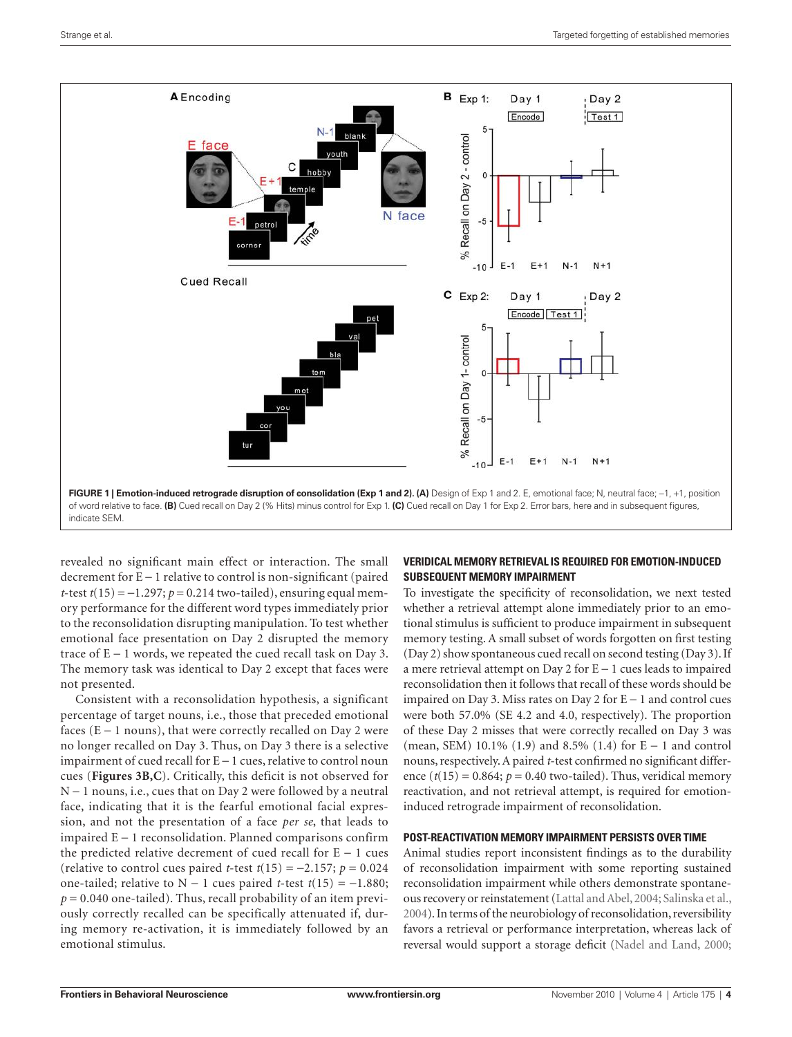**FIGURE 1 | Emotion-induced retrograde disruption of consolidation (Exp 1 and 2). (A)** Design of Exp 1 and 2. E, emotional face; N, neutral face; −1, +1, position of word relative to face. **(B)** Cued recall on Day 2 (% Hits) minus control for Exp 1. **(C)** Cued recall on Day 1 for Exp 2. Error bars, here and in subsequent figures, indicate SEM.

revealed no significant main effect or interaction. The small decrement for E − 1 relative to control is non-significant (paired *t*-test $t(15) = -1.297$; $p = 0.214$ two-tailed), ensuring equal memory performance for the different word types immediately prior to the reconsolidation disrupting manipulation. To test whether emotional face presentation on Day 2 disrupted the memory trace of E − 1 words, we repeated the cued recall task on Day 3. The memory task was identical to Day 2 except that faces were not presented.

Consistent with a reconsolidation hypothesis, a significant percentage of target nouns, i.e., those that preceded emotional faces (E − 1 nouns), that were correctly recalled on Day 2 were no longer recalled on Day 3. Thus, on Day 3 there is a selective impairment of cued recall for E − 1 cues, relative to control noun cues (**Figures 3B,C**). Critically, this deficit is not observed for N − 1 nouns, i.e., cues that on Day 2 were followed by a neutral face, indicating that it is the fearful emotional facial expression, and not the presentation of a face *per se*, that leads to impaired E − 1 reconsolidation. Planned comparisons confirm the predicted relative decrement of cued recall for E − 1 cues (relative to control cues paired *t*-test $t(15) = -2.157$; $p = 0.024$ one-tailed; relative to N − 1 cues paired *t*-test $t(15) = -1.880$; $p = 0.040$ one-tailed). Thus, recall probability of an item previously correctly recalled can be specifically attenuated if, during memory re-activation, it is immediately followed by an emotional stimulus.

## VERIDICAL MEMORY RETRIEVAL IS REQUIRED FOR EMOTION-INDUCED SUBSEQUENT MEMORY IMPAIRMENT

To investigate the specificity of reconsolidation, we next tested whether a retrieval attempt alone immediately prior to an emotional stimulus is sufficient to produce impairment in subsequent memory testing. A small subset of words forgotten on first testing (Day 2) show spontaneous cued recall on second testing (Day 3). If a mere retrieval attempt on Day 2 for E − 1 cues leads to impaired reconsolidation then it follows that recall of these words should be impaired on Day 3. Miss rates on Day 2 for E − 1 and control cues were both 57.0% (SE 4.2 and 4.0, respectively). The proportion of these Day 2 misses that were correctly recalled on Day 3 was (mean, SEM) 10.1% (1.9) and 8.5% (1.4) for E − 1 and control nouns, respectively. A paired *t*-test confirmed no significant difference ($t(15) = 0.864$; $p = 0.40$ two-tailed). Thus, veridical memory reactivation, and not retrieval attempt, is required for emotion-induced retrograde impairment of reconsolidation.

## POST-REACTIVATION MEMORY IMPAIRMENT PERSISTS OVER TIME

Animal studies report inconsistent findings as to the durability of reconsolidation impairment with some reporting sustained reconsolidation impairment while others demonstrate spontaneous recovery or reinstatement (Lattal and Abel, 2004; Salinska et al., 2004). In terms of the neurobiology of reconsolidation, reversibility favors a retrieval or performance interpretation, whereas lack of reversal would support a storage deficit (Nadel and Land, 2000;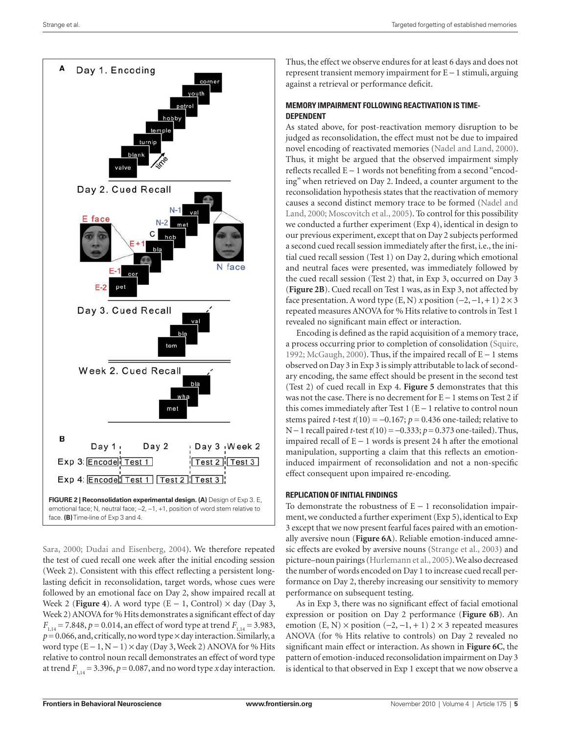FIGURE 2 | Reconsolidation experimental design. (A) Design of Exp 3. E, emotional face; N, neutral face; −2, −1, +1, position of word stem relative to face. (B) Time-line of Exp 3 and 4.

Sara, 2000; Dudai and Eisenberg, 2004). We therefore repeated the test of cued recall one week after the initial encoding session (Week 2). Consistent with this effect reflecting a persistent long-lasting deficit in reconsolidation, target words, whose cues were followed by an emotional face on Day 2, show impaired recall at Week 2 (**Figure 4**). A word type (E − 1, Control) × day (Day 3, Week 2) ANOVA for % Hits demonstrates a significant effect of day $F_{1,14} = 7.848$, $p = 0.014$, an effect of word type at trend $F_{1,14} = 3.983$, $p = 0.066$, and, critically, no word type × day interaction. Similarly, a word type (E − 1, N − 1) × day (Day 3, Week 2) ANOVA for % Hits relative to control noun recall demonstrates an effect of word type at trend $F_{1,14} = 3.396$, $p = 0.087$, and no word type *x* day interaction. Thus, the effect we observe endures for at least 6 days and does not represent transient memory impairment for E − 1 stimuli, arguing against a retrieval or performance deficit.

### MEMORY IMPAIRMENT FOLLOWING REACTIVATION IS TIME-DEPENDENT

As stated above, for post-reactivation memory disruption to be judged as reconsolidation, the effect must not be due to impaired novel encoding of reactivated memories (Nadel and Land, 2000). Thus, it might be argued that the observed impairment simply reflects recalled E − 1 words not benefiting from a second "encoding" when retrieved on Day 2. Indeed, a counter argument to the reconsolidation hypothesis states that the reactivation of memory causes a second distinct memory trace to be formed (Nadel and Land, 2000; Moscovitch et al., 2005). To control for this possibility we conducted a further experiment (Exp 4), identical in design to our previous experiment, except that on Day 2 subjects performed a second cued recall session immediately after the first, i.e., the initial cued recall session (Test 1) on Day 2, during which emotional and neutral faces were presented, was immediately followed by the cued recall session (Test 2) that, in Exp 3, occurred on Day 3 (**Figure 2B**). Cued recall on Test 1 was, as in Exp 3, not affected by face presentation. A word type (E, N) *x* position (−2, −1, + 1) 2 × 3 repeated measures ANOVA for % Hits relative to controls in Test 1 revealed no significant main effect or interaction.

Encoding is defined as the rapid acquisition of a memory trace, a process occurring prior to completion of consolidation (Squire, 1992; McGaugh, 2000). Thus, if the impaired recall of E − 1 stems observed on Day 3 in Exp 3 is simply attributable to lack of secondary encoding, the same effect should be present in the second test (Test 2) of cued recall in Exp 4. **Figure 5** demonstrates that this was not the case. There is no decrement for E − 1 stems on Test 2 if this comes immediately after Test 1 (E − 1 relative to control noun stems paired *t*-test $t(10) = -0.167$; $p = 0.436$ one-tailed; relative to N − 1 recall paired *t*-test $t(10) = -0.333$; $p = 0.373$ one-tailed). Thus, impaired recall of E − 1 words is present 24 h after the emotional manipulation, supporting a claim that this reflects an emotion-induced impairment of reconsolidation and not a non-specific effect consequent upon impaired re-encoding.

### REPLICATION OF INITIAL FINDINGS

To demonstrate the robustness of E − 1 reconsolidation impairment, we conducted a further experiment (Exp 5), identical to Exp 3 except that we now present fearful faces paired with an emotionally aversive noun (**Figure 6A**). Reliable emotion-induced amnesic effects are evoked by aversive nouns (Strange et al., 2003) and picture–noun pairings (Hurlemann et al., 2005). We also decreased the number of words encoded on Day 1 to increase cued recall performance on Day 2, thereby increasing our sensitivity to memory performance on subsequent testing.

As in Exp 3, there was no significant effect of facial emotional expression or position on Day 2 performance (**Figure 6B**). An emotion (E, N) × position (−2, −1, + 1) 2 × 3 repeated measures ANOVA (for % Hits relative to controls) on Day 2 revealed no significant main effect or interaction. As shown in **Figure 6C**, the pattern of emotion-induced reconsolidation impairment on Day 3 is identical to that observed in Exp 1 except that we now observe a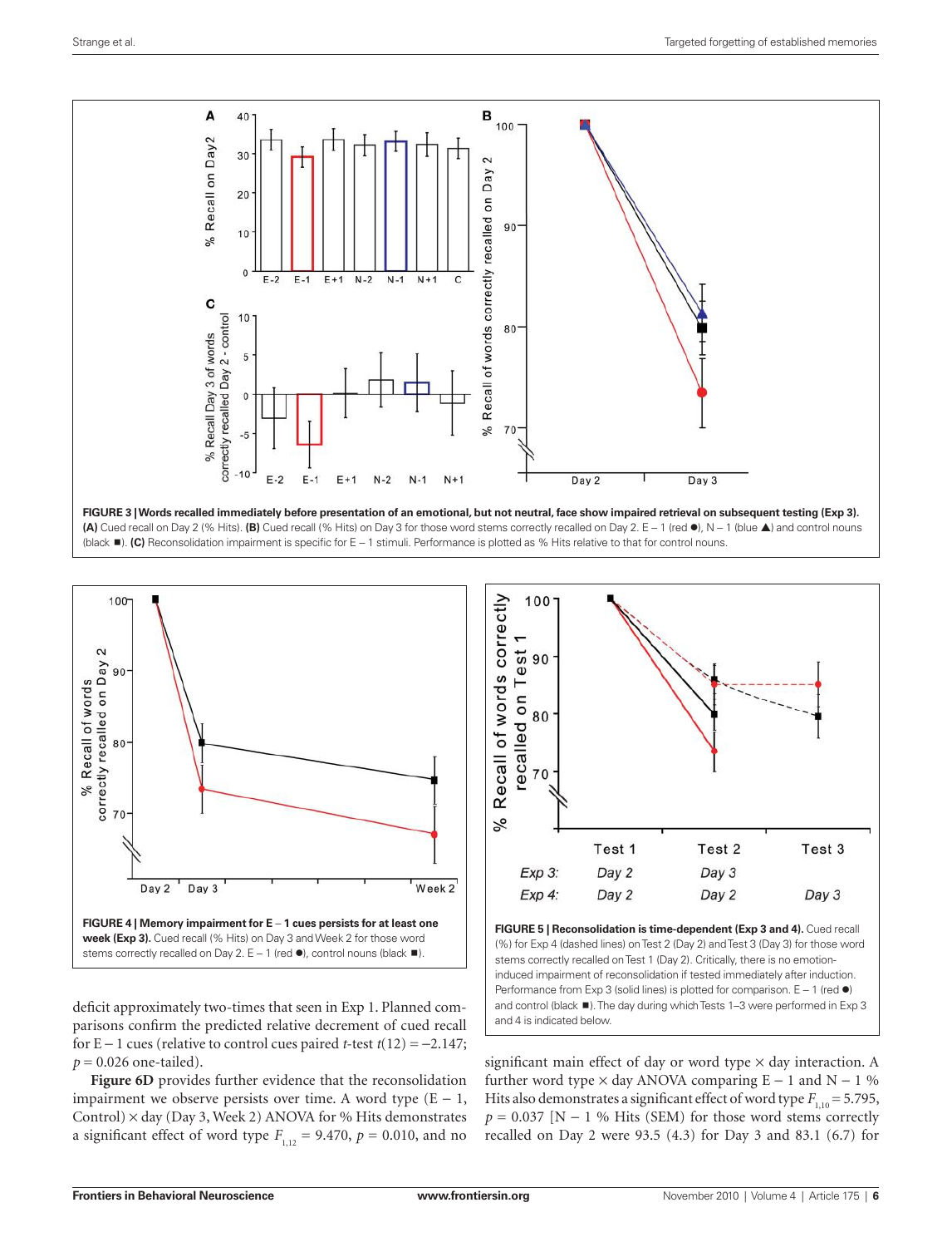**FIGURE 3 | Words recalled immediately before presentation of an emotional, but not neutral, face show impaired retrieval on subsequent testing (Exp 3).** **(A)** Cued recall on Day 2 (% Hits). **(B)** Cued recall (% Hits) on Day 3 for those word stems correctly recalled on Day 2. E − 1 (red ●), N − 1 (blue ▲) and control nouns (black ■). **(C)** Reconsolidation impairment is specific for E − 1 stimuli. Performance is plotted as % Hits relative to that for control nouns.

**FIGURE 4 | Memory impairment for E − 1 cues persists for at least one week (Exp 3).** Cued recall (% Hits) on Day 3 and Week 2 for those word stems correctly recalled on Day 2. E − 1 (red ●), control nouns (black ■).

**FIGURE 5 | Reconsolidation is time-dependent (Exp 3 and 4).** Cued recall (%) for Exp 4 (dashed lines) on Test 2 (Day 2) and Test 3 (Day 3) for those word stems correctly recalled on Test 1 (Day 2). Critically, there is no emotion-induced impairment of reconsolidation if tested immediately after induction. Performance from Exp 3 (solid lines) is plotted for comparison. E − 1 (red ●) and control (black ■). The day during which Tests 1–3 were performed in Exp 3 and 4 is indicated below.

deficit approximately two-times that seen in Exp 1. Planned comparisons confirm the predicted relative decrement of cued recall for E − 1 cues (relative to control cues paired *t*-test $t(12) = -2.147$; $p = 0.026$ one-tailed).

**Figure 6D** provides further evidence that the reconsolidation impairment we observe persists over time. A word type (E − 1, Control) × day (Day 3, Week 2) ANOVA for % Hits demonstrates a significant effect of word type $F_{1,12} = 9.470$, $p = 0.010$, and no significant main effect of day or word type × day interaction. A further word type × day ANOVA comparing E − 1 and N − 1 % Hits also demonstrates a significant effect of word type $F_{1,10} = 5.795$, $p = 0.037$ [N − 1 % Hits (SEM) for those word stems correctly recalled on Day 2 were 93.5 (4.3) for Day 3 and 83.1 (6.7) for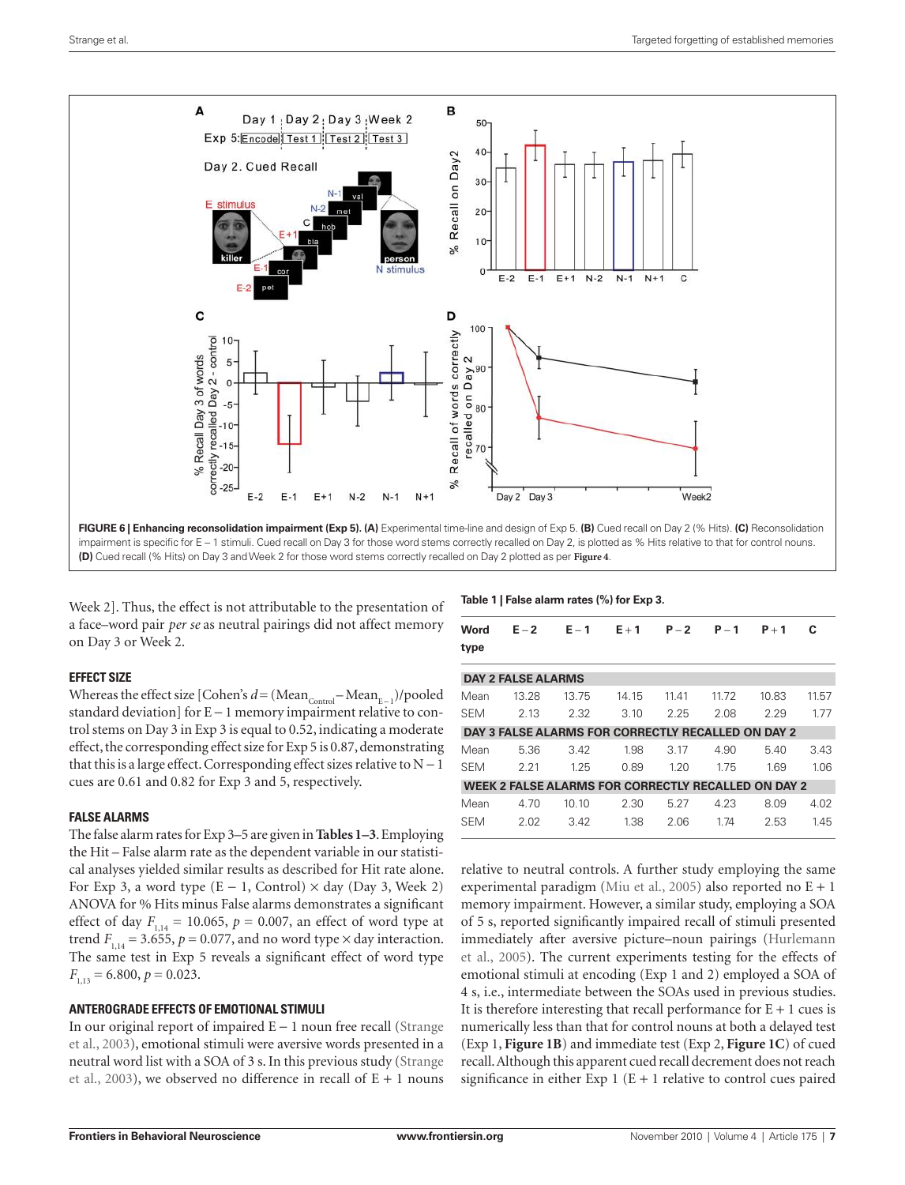FIGURE 6 | Enhancing reconsolidation impairment (Exp 5). (A) Experimental time-line and design of Exp 5. (B) Cued recall on Day 2 (% Hits). (C) Reconsolidation impairment is specific for E − 1 stimuli. Cued recall on Day 3 for those word stems correctly recalled on Day 2, is plotted as % Hits relative to that for control nouns. (D) Cued recall (% Hits) on Day 3 and Week 2 for those word stems correctly recalled on Day 2 plotted as per **Figure 4**.

Week 2]. Thus, the effect is not attributable to the presentation of a face–word pair *per se* as neutral pairings did not affect memory on Day 3 or Week 2.

### EFFECT SIZE

Whereas the effect size [Cohen's $d = (\text{Mean}_{\text{Control}} - \text{Mean}_{E-1})$/pooled standard deviation] for E − 1 memory impairment relative to control stems on Day 3 in Exp 3 is equal to 0.52, indicating a moderate effect, the corresponding effect size for Exp 5 is 0.87, demonstrating that this is a large effect. Corresponding effect sizes relative to N − 1 cues are 0.61 and 0.82 for Exp 3 and 5, respectively.

### FALSE ALARMS

The false alarm rates for Exp 3–5 are given in **Tables 1–3**. Employing the Hit – False alarm rate as the dependent variable in our statistical analyses yielded similar results as described for Hit rate alone. For Exp 3, a word type (E − 1, Control) × day (Day 3, Week 2) ANOVA for % Hits minus False alarms demonstrates a significant effect of day $F_{1,14} = 10.065$, $p = 0.007$, an effect of word type at trend $F_{1,14} = 3.655$, $p = 0.077$, and no word type × day interaction. The same test in Exp 5 reveals a significant effect of word type $F_{1,13} = 6.800$, $p = 0.023$.

### ANTEROGRADE EFFECTS OF EMOTIONAL STIMULI

In our original report of impaired E − 1 noun free recall (Strange et al., 2003), emotional stimuli were aversive words presented in a neutral word list with a SOA of 3 s. In this previous study (Strange et al., 2003), we observed no difference in recall of E + 1 nouns relative to neutral controls. A further study employing the same experimental paradigm (Miu et al., 2005) also reported no E + 1 memory impairment. However, a similar study, employing a SOA of 5 s, reported significantly impaired recall of stimuli presented immediately after aversive picture–noun pairings (Hurlemann et al., 2005). The current experiments testing for the effects of emotional stimuli at encoding (Exp 1 and 2) employed a SOA of 4 s, i.e., intermediate between the SOAs used in previous studies. It is therefore interesting that recall performance for E + 1 cues is numerically less than that for control nouns at both a delayed test (Exp 1, **Figure 1B**) and immediate test (Exp 2, **Figure 1C**) of cued recall. Although this apparent cued recall decrement does not reach significance in either Exp 1 (E + 1 relative to control cues paired

**Table 1 | False alarm rates (%) for Exp 3.**

| Word type | E − 2 | E − 1 | E + 1 | P − 2 | P − 1 | P + 1 | C |
|---|---|---|---|---|---|---|---|
| **DAY 2 FALSE ALARMS** | | | | | | | |
| Mean | 13.28 | 13.75 | 14.15 | 11.41 | 11.72 | 10.83 | 11.57 |
| SEM | 2.13 | 2.32 | 3.10 | 2.25 | 2.08 | 2.29 | 1.77 |
| **DAY 3 FALSE ALARMS FOR CORRECTLY RECALLED ON DAY 2** | | | | | | | |
| Mean | 5.36 | 3.42 | 1.98 | 3.17 | 4.90 | 5.40 | 3.43 |
| SEM | 2.21 | 1.25 | 0.89 | 1.20 | 1.75 | 1.69 | 1.06 |
| **WEEK 2 FALSE ALARMS FOR CORRECTLY RECALLED ON DAY 2** | | | | | | | |
| Mean | 4.70 | 10.10 | 2.30 | 5.27 | 4.23 | 8.09 | 4.02 |
| SEM | 2.02 | 3.42 | 1.38 | 2.06 | 1.74 | 2.53 | 1.45 |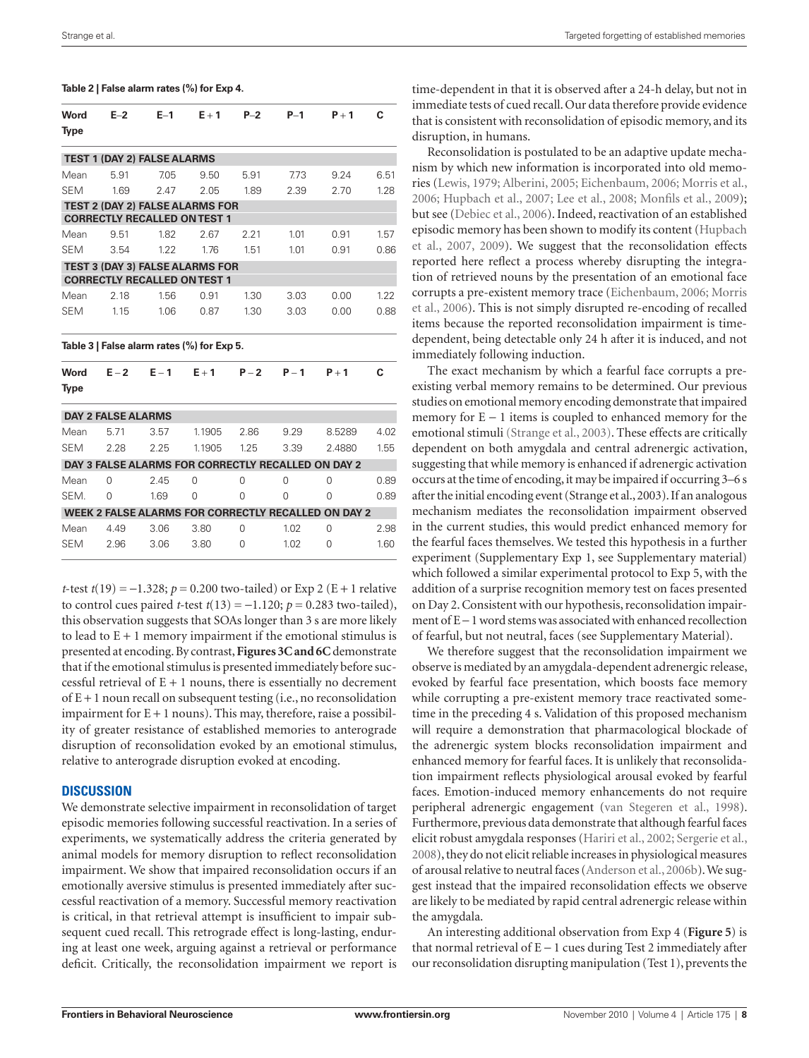**Table 2 | False alarm rates (%) for Exp 4.**

| Word Type | E–2 | E–1 | E + 1 | P–2 | P–1 | P + 1 | C |
|---|---|---|---|---|---|---|---|
| **TEST 1 (DAY 2) FALSE ALARMS** | | | | | | | |
| Mean | 5.91 | 7.05 | 9.50 | 5.91 | 7.73 | 9.24 | 6.51 |
| SEM | 1.69 | 2.47 | 2.05 | 1.89 | 2.39 | 2.70 | 1.28 |
| **TEST 2 (DAY 2) FALSE ALARMS FOR CORRECTLY RECALLED ON TEST 1** | | | | | | | |
| Mean | 9.51 | 1.82 | 2.67 | 2.21 | 1.01 | 0.91 | 1.57 |
| SEM | 3.54 | 1.22 | 1.76 | 1.51 | 1.01 | 0.91 | 0.86 |
| **TEST 3 (DAY 3) FALSE ALARMS FOR CORRECTLY RECALLED ON TEST 1** | | | | | | | |
| Mean | 2.18 | 1.56 | 0.91 | 1.30 | 3.03 | 0.00 | 1.22 |
| SEM | 1.15 | 1.06 | 0.87 | 1.30 | 3.03 | 0.00 | 0.88 |

**Table 3 | False alarm rates (%) for Exp 5.**

| Word Type | E – 2 | E – 1 | E + 1 | P – 2 | P – 1 | P + 1 | C |
|---|---|---|---|---|---|---|---|
| **DAY 2 FALSE ALARMS** | | | | | | | |
| Mean | 5.71 | 3.57 | 1.1905 | 2.86 | 9.29 | 8.5289 | 4.02 |
| SEM | 2.28 | 2.25 | 1.1905 | 1.25 | 3.39 | 2.4880 | 1.55 |
| **DAY 3 FALSE ALARMS FOR CORRECTLY RECALLED ON DAY 2** | | | | | | | |
| Mean | 0 | 2.45 | 0 | 0 | 0 | 0 | 0.89 |
| SEM. | 0 | 1.69 | 0 | 0 | 0 | 0 | 0.89 |
| **WEEK 2 FALSE ALARMS FOR CORRECTLY RECALLED ON DAY 2** | | | | | | | |
| Mean | 4.49 | 3.06 | 3.80 | 0 | 1.02 | 0 | 2.98 |
| SEM | 2.96 | 3.06 | 3.80 | 0 | 1.02 | 0 | 1.60 |

*t*-test $t(19) = -1.328$; $p = 0.200$ two-tailed) or Exp 2 (E + 1 relative to control cues paired *t*-test $t(13) = -1.120$; $p = 0.283$ two-tailed), this observation suggests that SOAs longer than 3 s are more likely to lead to E + 1 memory impairment if the emotional stimulus is presented at encoding. By contrast, **Figures 3C and 6C** demonstrate that if the emotional stimulus is presented immediately before successful retrieval of E + 1 nouns, there is essentially no decrement of E + 1 noun recall on subsequent testing (i.e., no reconsolidation impairment for E + 1 nouns). This may, therefore, raise a possibility of greater resistance of established memories to anterograde disruption of reconsolidation evoked by an emotional stimulus, relative to anterograde disruption evoked at encoding.

## DISCUSSION

We demonstrate selective impairment in reconsolidation of target episodic memories following successful reactivation. In a series of experiments, we systematically address the criteria generated by animal models for memory disruption to reflect reconsolidation impairment. We show that impaired reconsolidation occurs if an emotionally aversive stimulus is presented immediately after successful reactivation of a memory. Successful memory reactivation is critical, in that retrieval attempt is insufficient to impair subsequent cued recall. This retrograde effect is long-lasting, enduring at least one week, arguing against a retrieval or performance deficit. Critically, the reconsolidation impairment we report is time-dependent in that it is observed after a 24-h delay, but not in immediate tests of cued recall. Our data therefore provide evidence that is consistent with reconsolidation of episodic memory, and its disruption, in humans.

Reconsolidation is postulated to be an adaptive update mechanism by which new information is incorporated into old memories (Lewis, 1979; Alberini, 2005; Eichenbaum, 2006; Morris et al., 2006; Hupbach et al., 2007; Lee et al., 2008; Monfils et al., 2009); but see (Debiec et al., 2006). Indeed, reactivation of an established episodic memory has been shown to modify its content (Hupbach et al., 2007, 2009). We suggest that the reconsolidation effects reported here reflect a process whereby disrupting the integration of retrieved nouns by the presentation of an emotional face corrupts a pre-existent memory trace (Eichenbaum, 2006; Morris et al., 2006). This is not simply disrupted re-encoding of recalled items because the reported reconsolidation impairment is time-dependent, being detectable only 24 h after it is induced, and not immediately following induction.

The exact mechanism by which a fearful face corrupts a pre-existing verbal memory remains to be determined. Our previous studies on emotional memory encoding demonstrate that impaired memory for E – 1 items is coupled to enhanced memory for the emotional stimuli (Strange et al., 2003). These effects are critically dependent on both amygdala and central adrenergic activation, suggesting that while memory is enhanced if adrenergic activation occurs at the time of encoding, it may be impaired if occurring 3–6 s after the initial encoding event (Strange et al., 2003). If an analogous mechanism mediates the reconsolidation impairment observed in the current studies, this would predict enhanced memory for the fearful faces themselves. We tested this hypothesis in a further experiment (Supplementary Exp 1, see Supplementary material) which followed a similar experimental protocol to Exp 5, with the addition of a surprise recognition memory test on faces presented on Day 2. Consistent with our hypothesis, reconsolidation impairment of E – 1 word stems was associated with enhanced recollection of fearful, but not neutral, faces (see Supplementary Material).

We therefore suggest that the reconsolidation impairment we observe is mediated by an amygdala-dependent adrenergic release, evoked by fearful face presentation, which boosts face memory while corrupting a pre-existent memory trace reactivated sometime in the preceding 4 s. Validation of this proposed mechanism will require a demonstration that pharmacological blockade of the adrenergic system blocks reconsolidation impairment and enhanced memory for fearful faces. It is unlikely that reconsolidation impairment reflects physiological arousal evoked by fearful faces. Emotion-induced memory enhancements do not require peripheral adrenergic engagement (van Stegeren et al., 1998). Furthermore, previous data demonstrate that although fearful faces elicit robust amygdala responses (Hariri et al., 2002; Sergerie et al., 2008), they do not elicit reliable increases in physiological measures of arousal relative to neutral faces (Anderson et al., 2006b). We suggest instead that the impaired reconsolidation effects we observe are likely to be mediated by rapid central adrenergic release within the amygdala.

An interesting additional observation from Exp 4 (**Figure 5**) is that normal retrieval of E – 1 cues during Test 2 immediately after our reconsolidation disrupting manipulation (Test 1), prevents the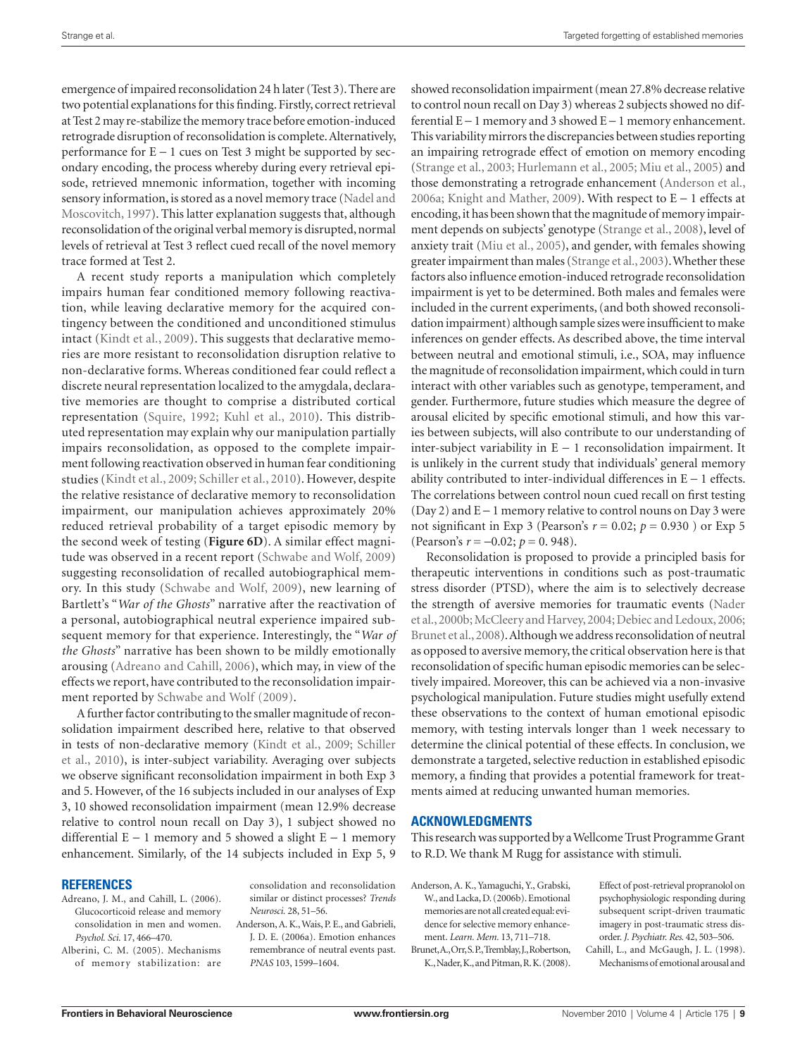emergence of impaired reconsolidation 24 h later (Test 3). There are two potential explanations for this finding. Firstly, correct retrieval at Test 2 may re-stabilize the memory trace before emotion-induced retrograde disruption of reconsolidation is complete. Alternatively, performance for $E - 1$ cues on Test 3 might be supported by secondary encoding, the process whereby during every retrieval episode, retrieved mnemonic information, together with incoming sensory information, is stored as a novel memory trace (Nadel and Moscovitch, 1997). This latter explanation suggests that, although reconsolidation of the original verbal memory is disrupted, normal levels of retrieval at Test 3 reflect cued recall of the novel memory trace formed at Test 2.

A recent study reports a manipulation which completely impairs human fear conditioned memory following reactivation, while leaving declarative memory for the acquired contingency between the conditioned and unconditioned stimulus intact (Kindt et al., 2009). This suggests that declarative memories are more resistant to reconsolidation disruption relative to non-declarative forms. Whereas conditioned fear could reflect a discrete neural representation localized to the amygdala, declarative memories are thought to comprise a distributed cortical representation (Squire, 1992; Kuhl et al., 2010). This distributed representation may explain why our manipulation partially impairs reconsolidation, as opposed to the complete impairment following reactivation observed in human fear conditioning studies (Kindt et al., 2009; Schiller et al., 2010). However, despite the relative resistance of declarative memory to reconsolidation impairment, our manipulation achieves approximately 20% reduced retrieval probability of a target episodic memory by the second week of testing (**Figure 6D**). A similar effect magnitude was observed in a recent report (Schwabe and Wolf, 2009) suggesting reconsolidation of recalled autobiographical memory. In this study (Schwabe and Wolf, 2009), new learning of Bartlett's "*War of the Ghosts*" narrative after the reactivation of a personal, autobiographical neutral experience impaired subsequent memory for that experience. Interestingly, the "*War of the Ghosts*" narrative has been shown to be mildly emotionally arousing (Adreano and Cahill, 2006), which may, in view of the effects we report, have contributed to the reconsolidation impairment reported by Schwabe and Wolf (2009).

A further factor contributing to the smaller magnitude of reconsolidation impairment described here, relative to that observed in tests of non-declarative memory (Kindt et al., 2009; Schiller et al., 2010), is inter-subject variability. Averaging over subjects we observe significant reconsolidation impairment in both Exp 3 and 5. However, of the 16 subjects included in our analyses of Exp 3, 10 showed reconsolidation impairment (mean 12.9% decrease relative to control noun recall on Day 3), 1 subject showed no differential $E - 1$ memory and 5 showed a slight $E - 1$ memory enhancement. Similarly, of the 14 subjects included in Exp 5, 9 showed reconsolidation impairment (mean 27.8% decrease relative to control noun recall on Day 3) whereas 2 subjects showed no differential $E - 1$ memory and 3 showed $E - 1$ memory enhancement. This variability mirrors the discrepancies between studies reporting an impairing retrograde effect of emotion on memory encoding (Strange et al., 2003; Hurlemann et al., 2005; Miu et al., 2005) and those demonstrating a retrograde enhancement (Anderson et al., 2006a; Knight and Mather, 2009). With respect to $E - 1$ effects at encoding, it has been shown that the magnitude of memory impairment depends on subjects' genotype (Strange et al., 2008), level of anxiety trait (Miu et al., 2005), and gender, with females showing greater impairment than males (Strange et al., 2003). Whether these factors also influence emotion-induced retrograde reconsolidation impairment is yet to be determined. Both males and females were included in the current experiments, (and both showed reconsolidation impairment) although sample sizes were insufficient to make inferences on gender effects. As described above, the time interval between neutral and emotional stimuli, i.e., SOA, may influence the magnitude of reconsolidation impairment, which could in turn interact with other variables such as genotype, temperament, and gender. Furthermore, future studies which measure the degree of arousal elicited by specific emotional stimuli, and how this varies between subjects, will also contribute to our understanding of inter-subject variability in $E - 1$ reconsolidation impairment. It is unlikely in the current study that individuals' general memory ability contributed to inter-individual differences in $E - 1$ effects. The correlations between control noun cued recall on first testing (Day 2) and $E - 1$ memory relative to control nouns on Day 3 were not significant in Exp 3 (Pearson's $r = 0.02$; $p = 0.930$ ) or Exp 5 (Pearson's $r = -0.02$; $p = 0.948$).

Reconsolidation is proposed to provide a principled basis for therapeutic interventions in conditions such as post-traumatic stress disorder (PTSD), where the aim is to selectively decrease the strength of aversive memories for traumatic events (Nader et al., 2000b; McCleery and Harvey, 2004; Debiec and Ledoux, 2006; Brunet et al., 2008). Although we address reconsolidation of neutral as opposed to aversive memory, the critical observation here is that reconsolidation of specific human episodic memories can be selectively impaired. Moreover, this can be achieved via a non-invasive psychological manipulation. Future studies might usefully extend these observations to the context of human emotional episodic memory, with testing intervals longer than 1 week necessary to determine the clinical potential of these effects. In conclusion, we demonstrate a targeted, selective reduction in established episodic memory, a finding that provides a potential framework for treatments aimed at reducing unwanted human memories.

## ACKNOWLEDGMENTS

This research was supported by a Wellcome Trust Programme Grant to R.D. We thank M Rugg for assistance with stimuli.

## REFERENCES

Adreano, J. M., and Cahill, L. (2006). Glucocorticoid release and memory consolidation in men and women. *Psychol. Sci.* 17, 466–470.

Alberini, C. M. (2005). Mechanisms of memory stabilization: are consolidation and reconsolidation similar or distinct processes? *Trends Neurosci.* 28, 51–56.

Anderson, A. K., Wais, P. E., and Gabrieli, J. D. E. (2006a). Emotion enhances remembrance of neutral events past. *PNAS* 103, 1599–1604.

Anderson, A. K., Yamaguchi, Y., Grabski, W., and Lacka, D. (2006b). Emotional memories are not all created equal: evidence for selective memory enhancement. *Learn. Mem.* 13, 711–718.

Brunet, A., Orr, S. P., Tremblay, J., Robertson, K., Nader, K., and Pitman, R. K. (2008). Effect of post-retrieval propranolol on psychophysiologic responding during subsequent script-driven traumatic imagery in post-traumatic stress disorder. *J. Psychiatr. Res.* 42, 503–506.

Cahill, L., and McGaugh, J. L. (1998). Mechanisms of emotional arousal and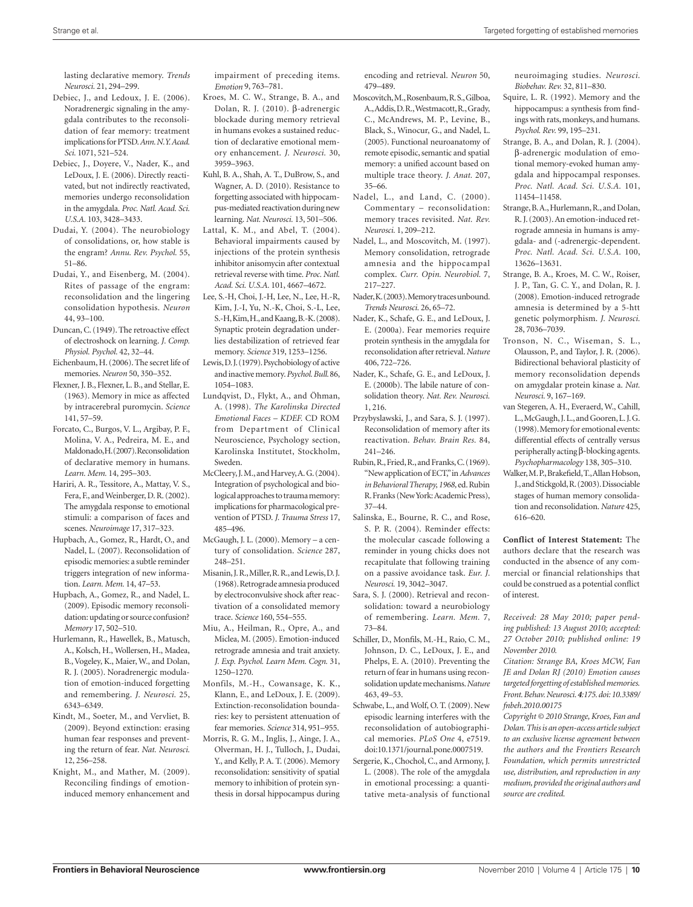lasting declarative memory. *Trends Neurosci.* 21, 294–299.

Debiec, J., and Ledoux, J. E. (2006). Noradrenergic signaling in the amygdala contributes to the reconsolidation of fear memory: treatment implications for PTSD. *Ann. N.Y. Acad. Sci.* 1071, 521–524.

Debiec, J., Doyere, V., Nader, K., and LeDoux, J. E. (2006). Directly reactivated, but not indirectly reactivated, memories undergo reconsolidation in the amygdala. *Proc. Natl. Acad. Sci. U.S.A.* 103, 3428–3433.

Dudai, Y. (2004). The neurobiology of consolidations, or, how stable is the engram? *Annu. Rev. Psychol.* 55, 51–86.

Dudai, Y., and Eisenberg, M. (2004). Rites of passage of the engram: reconsolidation and the lingering consolidation hypothesis. *Neuron* 44, 93–100.

Duncan, C. (1949). The retroactive effect of electroshock on learning. *J. Comp. Physiol. Psychol.* 42, 32–44.

Eichenbaum, H. (2006). The secret life of memories. *Neuron* 50, 350–352.

Flexner, J. B., Flexner, L. B., and Stellar, E. (1963). Memory in mice as affected by intracerebral puromycin. *Science* 141, 57–59.

Forcato, C., Burgos, V. L., Argibay, P. F., Molina, V. A., Pedreira, M. E., and Maldonado, H. (2007). Reconsolidation of declarative memory in humans. *Learn. Mem.* 14, 295–303.

Hariri, A. R., Tessitore, A., Mattay, V. S., Fera, F., and Weinberger, D. R. (2002). The amygdala response to emotional stimuli: a comparison of faces and scenes. *Neuroimage* 17, 317–323.

Hupbach, A., Gomez, R., Hardt, O., and Nadel, L. (2007). Reconsolidation of episodic memories: a subtle reminder triggers integration of new information. *Learn. Mem.* 14, 47–53.

Hupbach, A., Gomez, R., and Nadel, L. (2009). Episodic memory reconsolidation: updating or source confusion? *Memory* 17, 502–510.

Hurlemann, R., Hawellek, B., Matusch, A., Kolsch, H., Wollersen, H., Madea, B., Vogeley, K., Maier, W., and Dolan, R. J. (2005). Noradrenergic modulation of emotion-induced forgetting and remembering. *J. Neurosci.* 25, 6343–6349.

Kindt, M., Soeter, M., and Vervliet, B. (2009). Beyond extinction: erasing human fear responses and preventing the return of fear. *Nat. Neurosci.* 12, 256–258.

Knight, M., and Mather, M. (2009). Reconciling findings of emotion-induced memory enhancement and impairment of preceding items. *Emotion* 9, 763–781.

Kroes, M. C. W., Strange, B. A., and Dolan, R. J. (2010). β-adrenergic blockade during memory retrieval in humans evokes a sustained reduction of declarative emotional memory enhancement. *J. Neurosci.* 30, 3959–3963.

Kuhl, B. A., Shah, A. T., DuBrow, S., and Wagner, A. D. (2010). Resistance to forgetting associated with hippocampus-mediated reactivation during new learning. *Nat. Neurosci.* 13, 501–506.

Lattal, K. M., and Abel, T. (2004). Behavioral impairments caused by injections of the protein synthesis inhibitor anisomycin after contextual retrieval reverse with time. *Proc. Natl. Acad. Sci. U.S.A.* 101, 4667–4672.

Lee, S.-H, Choi, J.-H, Lee, N., Lee, H.-R, Kim, J.-I, Yu, N.-K, Choi, S.-L, Lee, S.-H, Kim, H., and Kaang, B.-K. (2008). Synaptic protein degradation underlies destabilization of retrieved fear memory. *Science* 319, 1253–1256.

Lewis, D. J. (1979). Psychobiology of active and inactive memory. *Psychol. Bull.* 86, 1054–1083.

Lundqvist, D., Flykt, A., and Öhman, A. (1998). *The Karolinska Directed Emotional Faces – KDEF*. CD ROM from Department of Clinical Neuroscience, Psychology section, Karolinska Institutet, Stockholm, Sweden.

McCleery, J. M., and Harvey, A. G. (2004). Integration of psychological and biological approaches to trauma memory: implications for pharmacological prevention of PTSD. *J. Trauma Stress* 17, 485–496.

McGaugh, J. L. (2000). Memory – a century of consolidation. *Science* 287, 248–251.

Misanin, J. R., Miller, R. R., and Lewis, D. J. (1968). Retrograde amnesia produced by electroconvulsive shock after reactivation of a consolidated memory trace. *Science* 160, 554–555.

Miu, A., Heilman, R., Opre, A., and Miclea, M. (2005). Emotion-induced retrograde amnesia and trait anxiety. *J. Exp. Psychol. Learn Mem. Cogn.* 31, 1250–1270.

Monfils, M.-H., Cowansage, K. K., Klann, E., and LeDoux, J. E. (2009). Extinction-reconsolidation boundaries: key to persistent attenuation of fear memories. *Science* 314, 951–955.

Morris, R. G. M., Inglis, J., Ainge, J. A., Olverman, H. J., Tulloch, J., Dudai, Y., and Kelly, P. A. T. (2006). Memory reconsolidation: sensitivity of spatial memory to inhibition of protein synthesis in dorsal hippocampus during encoding and retrieval. *Neuron* 50, 479–489.

Moscovitch, M., Rosenbaum, R. S., Gilboa, A., Addis, D. R., Westmacott, R., Grady, C., McAndrews, M. P., Levine, B., Black, S., Winocur, G., and Nadel, L. (2005). Functional neuroanatomy of remote episodic, semantic and spatial memory: a unified account based on multiple trace theory. *J. Anat.* 207, 35–66.

Nadel, L., and Land, C. (2000). Commentary – reconsolidation: memory traces revisited. *Nat. Rev. Neurosci.* 1, 209–212.

Nadel, L., and Moscovitch, M. (1997). Memory consolidation, retrograde amnesia and the hippocampal complex. *Curr. Opin. Neurobiol.* 7, 217–227.

Nader, K. (2003). Memory traces unbound. *Trends Neurosci.* 26, 65–72.

Nader, K., Schafe, G. E., and LeDoux, J. E. (2000a). Fear memories require protein synthesis in the amygdala for reconsolidation after retrieval. *Nature* 406, 722–726.

Nader, K., Schafe, G. E., and LeDoux, J. E. (2000b). The labile nature of consolidation theory. *Nat. Rev. Neurosci.* 1, 216.

Przybyslawski, J., and Sara, S. J. (1997). Reconsolidation of memory after its reactivation. *Behav. Brain Res.* 84, 241–246.

Rubin, R., Fried, R., and Franks, C. (1969). "New application of ECT," in *Advances in Behavioral Therapy, 1968*, ed. Rubin R. Franks (New York: Academic Press), 37–44.

Salinska, E., Bourne, R. C., and Rose, S. P. R. (2004). Reminder effects: the molecular cascade following a reminder in young chicks does not recapitulate that following training on a passive avoidance task. *Eur. J. Neurosci.* 19, 3042–3047.

Sara, S. J. (2000). Retrieval and reconsolidation: toward a neurobiology of remembering. *Learn. Mem.* 7, 73–84.

Schiller, D., Monfils, M.-H., Raio, C. M., Johnson, D. C., LeDoux, J. E., and Phelps, E. A. (2010). Preventing the return of fear in humans using reconsolidation update mechanisms. *Nature* 463, 49–53.

Schwabe, L., and Wolf, O. T. (2009). New episodic learning interferes with the reconsolidation of autobiographical memories. *PLoS One* 4, e7519. doi:10.1371/journal.pone.0007519.

Sergerie, K., Chochol, C., and Armony, J. L. (2008). The role of the amygdala in emotional processing: a quantitative meta-analysis of functional neuroimaging studies. *Neurosci. Biobehav. Rev.* 32, 811–830.

Squire, L. R. (1992). Memory and the hippocampus: a synthesis from findings with rats, monkeys, and humans. *Psychol. Rev.* 99, 195–231.

Strange, B. A., and Dolan, R. J. (2004). β-adrenergic modulation of emotional memory-evoked human amygdala and hippocampal responses. *Proc. Natl. Acad. Sci. U.S.A.* 101, 11454–11458.

Strange, B. A., Hurlemann, R., and Dolan, R. J. (2003). An emotion-induced retrograde amnesia in humans is amygdala- and (-adrenergic-dependent. *Proc. Natl. Acad. Sci. U.S.A.* 100, 13626–13631.

Strange, B. A., Kroes, M. C. W., Roiser, J. P., Tan, G. C. Y., and Dolan, R. J. (2008). Emotion-induced retrograde amnesia is determined by a 5-htt genetic polymorphism. *J. Neurosci.* 28, 7036–7039.

Tronson, N. C., Wiseman, S. L., Olausson, P., and Taylor, J. R. (2006). Bidirectional behavioral plasticity of memory reconsolidation depends on amygdalar protein kinase a. *Nat. Neurosci.* 9, 167–169.

van Stegeren, A. H., Everaerd, W., Cahill, L., McGaugh, J. L., and Gooren, L. J. G. (1998). Memory for emotional events: differential effects of centrally versus peripherally acting β-blocking agents. *Psychopharmacology* 138, 305–310.

Walker, M. P., Brakefield, T., Allan Hobson, J., and Stickgold, R. (2003). Dissociable stages of human memory consolidation and reconsolidation. *Nature* 425, 616–620.

**Conflict of Interest Statement:** The authors declare that the research was conducted in the absence of any commercial or financial relationships that could be construed as a potential conflict of interest.

*Received: 28 May 2010; paper pending published: 13 August 2010; accepted: 27 October 2010; published online: 19 November 2010.*

*Citation: Strange BA, Kroes MCW, Fan JE and Dolan RJ (2010) Emotion causes targeted forgetting of established memories. Front. Behav. Neurosci. **4**:175. doi: 10.3389/fnbeh.2010.00175*

*Copyright © 2010 Strange, Kroes, Fan and Dolan. This is an open-access article subject to an exclusive license agreement between the authors and the Frontiers Research Foundation, which permits unrestricted use, distribution, and reproduction in any medium, provided the original authors and source are credited.*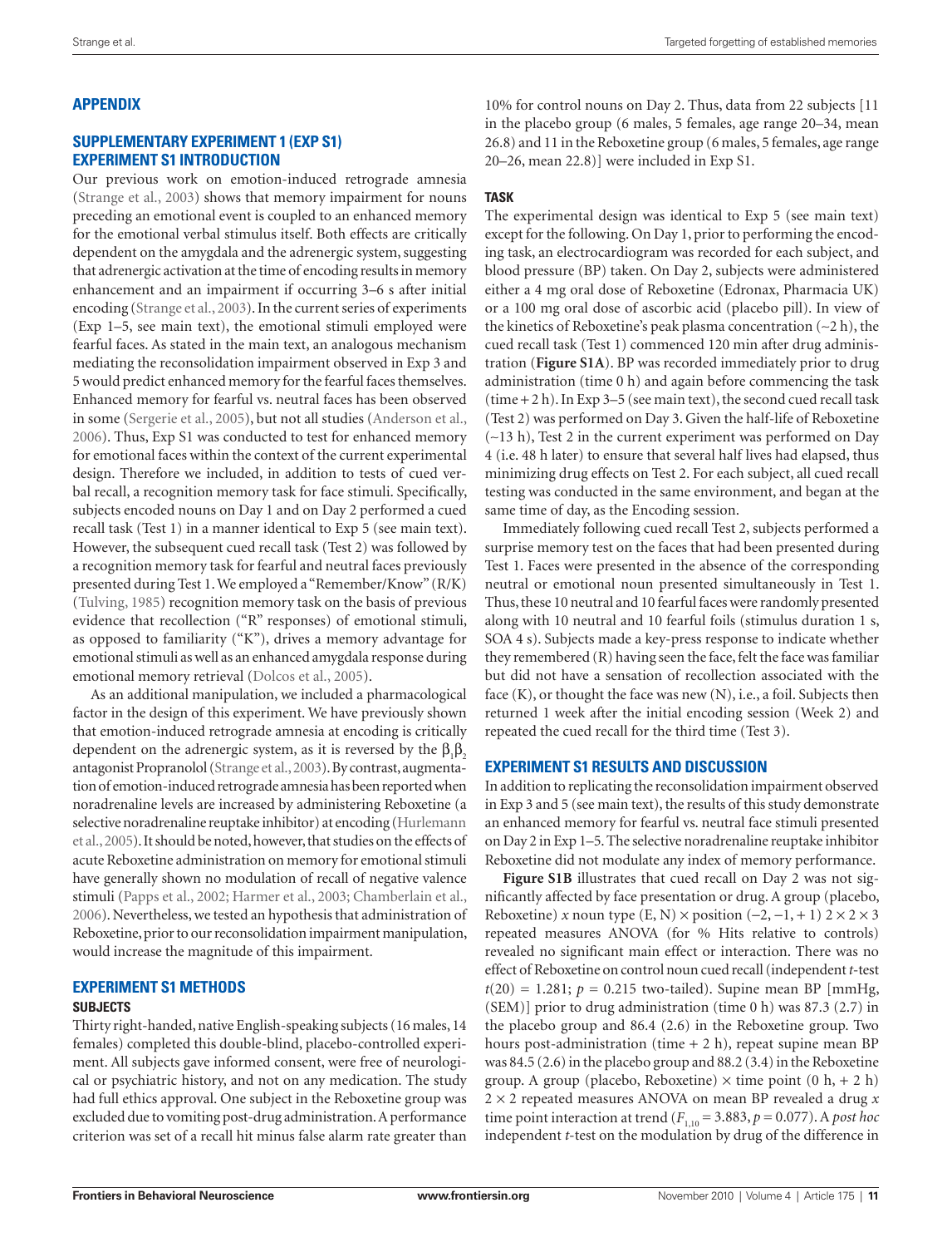## APPENDIX

## SUPPLEMENTARY EXPERIMENT 1 (EXP S1) EXPERIMENT S1 INTRODUCTION

Our previous work on emotion-induced retrograde amnesia (Strange et al., 2003) shows that memory impairment for nouns preceding an emotional event is coupled to an enhanced memory for the emotional verbal stimulus itself. Both effects are critically dependent on the amygdala and the adrenergic system, suggesting that adrenergic activation at the time of encoding results in memory enhancement and an impairment if occurring 3–6 s after initial encoding (Strange et al., 2003). In the current series of experiments (Exp 1–5, see main text), the emotional stimuli employed were fearful faces. As stated in the main text, an analogous mechanism mediating the reconsolidation impairment observed in Exp 3 and 5 would predict enhanced memory for the fearful faces themselves. Enhanced memory for fearful vs. neutral faces has been observed in some (Sergerie et al., 2005), but not all studies (Anderson et al., 2006). Thus, Exp S1 was conducted to test for enhanced memory for emotional faces within the context of the current experimental design. Therefore we included, in addition to tests of cued verbal recall, a recognition memory task for face stimuli. Specifically, subjects encoded nouns on Day 1 and on Day 2 performed a cued recall task (Test 1) in a manner identical to Exp 5 (see main text). However, the subsequent cued recall task (Test 2) was followed by a recognition memory task for fearful and neutral faces previously presented during Test 1. We employed a "Remember/Know" (R/K) (Tulving, 1985) recognition memory task on the basis of previous evidence that recollection ("R" responses) of emotional stimuli, as opposed to familiarity ("K"), drives a memory advantage for emotional stimuli as well as an enhanced amygdala response during emotional memory retrieval (Dolcos et al., 2005).

As an additional manipulation, we included a pharmacological factor in the design of this experiment. We have previously shown that emotion-induced retrograde amnesia at encoding is critically dependent on the adrenergic system, as it is reversed by the $\beta_1\beta_2$ antagonist Propranolol (Strange et al., 2003). By contrast, augmentation of emotion-induced retrograde amnesia has been reported when noradrenaline levels are increased by administering Reboxetine (a selective noradrenaline reuptake inhibitor) at encoding (Hurlemann et al., 2005). It should be noted, however, that studies on the effects of acute Reboxetine administration on memory for emotional stimuli have generally shown no modulation of recall of negative valence stimuli (Papps et al., 2002; Harmer et al., 2003; Chamberlain et al., 2006). Nevertheless, we tested an hypothesis that administration of Reboxetine, prior to our reconsolidation impairment manipulation, would increase the magnitude of this impairment.

## EXPERIMENT S1 METHODS

### SUBJECTS

Thirty right-handed, native English-speaking subjects (16 males, 14 females) completed this double-blind, placebo-controlled experiment. All subjects gave informed consent, were free of neurological or psychiatric history, and not on any medication. The study had full ethics approval. One subject in the Reboxetine group was excluded due to vomiting post-drug administration. A performance criterion was set of a recall hit minus false alarm rate greater than 10% for control nouns on Day 2. Thus, data from 22 subjects [11 in the placebo group (6 males, 5 females, age range 20–34, mean 26.8) and 11 in the Reboxetine group (6 males, 5 females, age range 20–26, mean 22.8)] were included in Exp S1.

### TASK

The experimental design was identical to Exp 5 (see main text) except for the following. On Day 1, prior to performing the encoding task, an electrocardiogram was recorded for each subject, and blood pressure (BP) taken. On Day 2, subjects were administered either a 4 mg oral dose of Reboxetine (Edronax, Pharmacia UK) or a 100 mg oral dose of ascorbic acid (placebo pill). In view of the kinetics of Reboxetine's peak plasma concentration (~2 h), the cued recall task (Test 1) commenced 120 min after drug administration (**Figure S1A**). BP was recorded immediately prior to drug administration (time 0 h) and again before commencing the task (time + 2 h). In Exp 3–5 (see main text), the second cued recall task (Test 2) was performed on Day 3. Given the half-life of Reboxetine (~13 h), Test 2 in the current experiment was performed on Day 4 (i.e. 48 h later) to ensure that several half lives had elapsed, thus minimizing drug effects on Test 2. For each subject, all cued recall testing was conducted in the same environment, and began at the same time of day, as the Encoding session.

Immediately following cued recall Test 2, subjects performed a surprise memory test on the faces that had been presented during Test 1. Faces were presented in the absence of the corresponding neutral or emotional noun presented simultaneously in Test 1. Thus, these 10 neutral and 10 fearful faces were randomly presented along with 10 neutral and 10 fearful foils (stimulus duration 1 s, SOA 4 s). Subjects made a key-press response to indicate whether they remembered (R) having seen the face, felt the face was familiar but did not have a sensation of recollection associated with the face (K), or thought the face was new (N), i.e., a foil. Subjects then returned 1 week after the initial encoding session (Week 2) and repeated the cued recall for the third time (Test 3).

## EXPERIMENT S1 RESULTS AND DISCUSSION

In addition to replicating the reconsolidation impairment observed in Exp 3 and 5 (see main text), the results of this study demonstrate an enhanced memory for fearful vs. neutral face stimuli presented on Day 2 in Exp 1–5. The selective noradrenaline reuptake inhibitor Reboxetine did not modulate any index of memory performance.

**Figure S1B** illustrates that cued recall on Day 2 was not significantly affected by face presentation or drug. A group (placebo, Reboxetine) *x* noun type (E, N) × position (−2, −1, + 1) 2 × 2 × 3 repeated measures ANOVA (for % Hits relative to controls) revealed no significant main effect or interaction. There was no effect of Reboxetine on control noun cued recall (independent *t*-test $t(20) = 1.281$; $p = 0.215$ two-tailed). Supine mean BP [mmHg, (SEM)] prior to drug administration (time 0 h) was 87.3 (2.7) in the placebo group and 86.4 (2.6) in the Reboxetine group. Two hours post-administration (time + 2 h), repeat supine mean BP was 84.5 (2.6) in the placebo group and 88.2 (3.4) in the Reboxetine group. A group (placebo, Reboxetine) × time point (0 h, + 2 h) 2 × 2 repeated measures ANOVA on mean BP revealed a drug *x* time point interaction at trend ($F_{1,10} = 3.883$, $p = 0.077$). A *post hoc* independent *t*-test on the modulation by drug of the difference in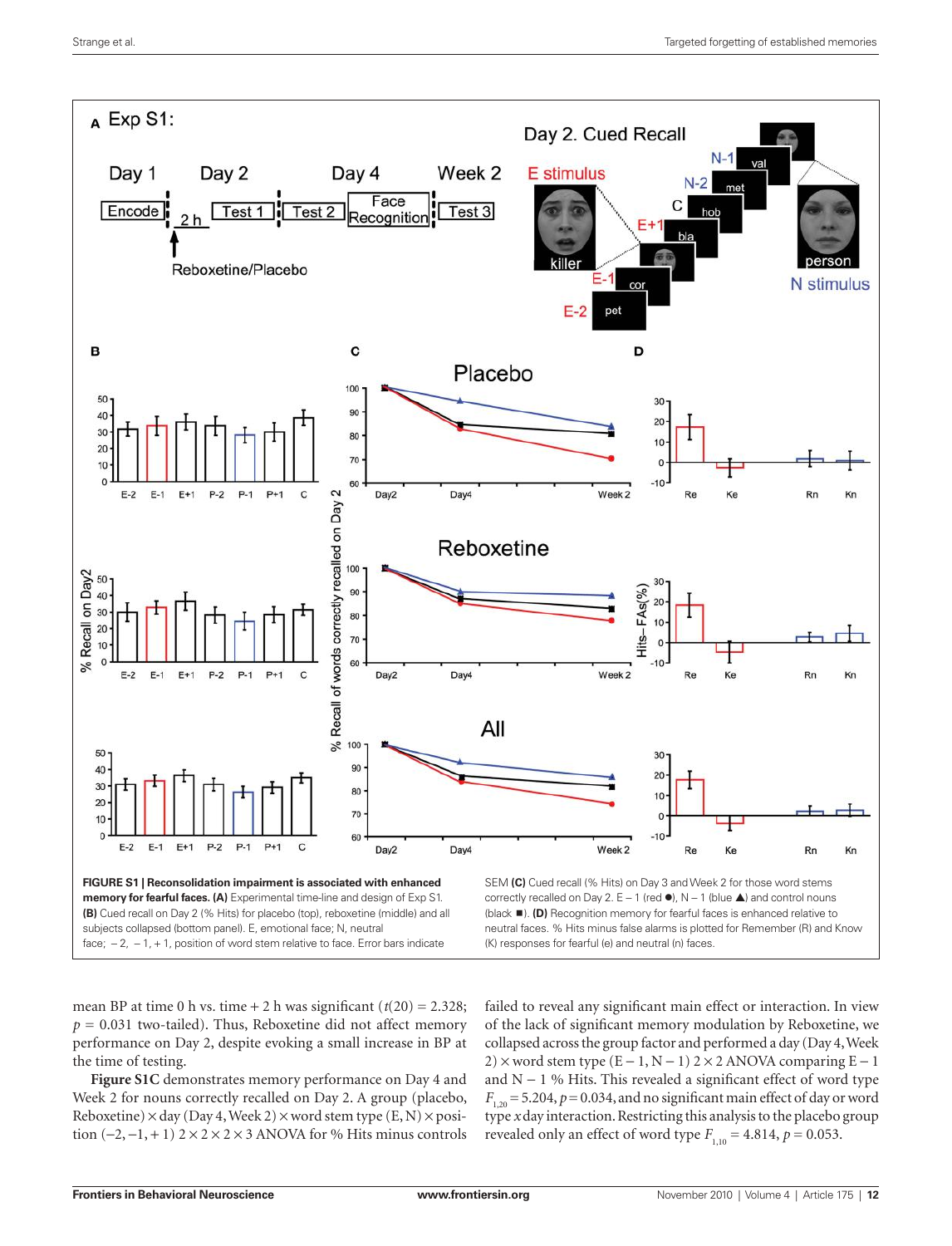**FIGURE S1 | Reconsolidation impairment is associated with enhanced memory for fearful faces. (A)** Experimental time-line and design of Exp S1. **(B)** Cued recall on Day 2 (% Hits) for placebo (top), reboxetine (middle) and all subjects collapsed (bottom panel). E, emotional face; N, neutral face; −2, −1, +1, position of word stem relative to face. Error bars indicate SEM **(C)** Cued recall (% Hits) on Day 3 and Week 2 for those word stems correctly recalled on Day 2. E − 1 (red ●), N − 1 (blue ▲) and control nouns (black ■). **(D)** Recognition memory for fearful faces is enhanced relative to neutral faces. % Hits minus false alarms is plotted for Remember (R) and Know (K) responses for fearful (e) and neutral (n) faces.

mean BP at time 0 h vs. time + 2 h was significant ($t(20) = 2.328$; $p = 0.031$ two-tailed). Thus, Reboxetine did not affect memory performance on Day 2, despite evoking a small increase in BP at the time of testing.

**Figure S1C** demonstrates memory performance on Day 4 and Week 2 for nouns correctly recalled on Day 2. A group (placebo, Reboxetine) × day (Day 4, Week 2) × word stem type (E, N) × position (−2, −1, + 1) 2 × 2 × 2 × 3 ANOVA for % Hits minus controls failed to reveal any significant main effect or interaction. In view of the lack of significant memory modulation by Reboxetine, we collapsed across the group factor and performed a day (Day 4, Week 2) × word stem type (E − 1, N − 1) 2 × 2 ANOVA comparing E − 1 and N − 1 % Hits. This revealed a significant effect of word type $F_{1,20} = 5.204$, $p = 0.034$, and no significant main effect of day or word type *x* day interaction. Restricting this analysis to the placebo group revealed only an effect of word type $F_{1,10} = 4.814$, $p = 0.053$.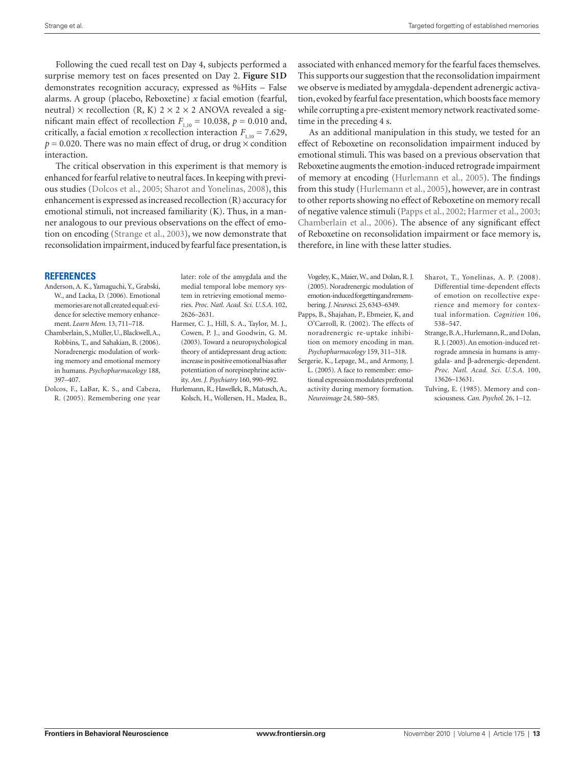Following the cued recall test on Day 4, subjects performed a surprise memory test on faces presented on Day 2. **Figure S1D** demonstrates recognition accuracy, expressed as %Hits – False alarms. A group (placebo, Reboxetine) *x* facial emotion (fearful, neutral) × recollection (R, K) 2 × 2 × 2 ANOVA revealed a significant main effect of recollection $F_{1,10} = 10.038$, $p = 0.010$ and, critically, a facial emotion *x* recollection interaction $F_{1,10} = 7.629$, $p = 0.020$. There was no main effect of drug, or drug × condition interaction.

The critical observation in this experiment is that memory is enhanced for fearful relative to neutral faces. In keeping with previous studies (Dolcos et al., 2005; Sharot and Yonelinas, 2008), this enhancement is expressed as increased recollection (R) accuracy for emotional stimuli, not increased familiarity (K). Thus, in a manner analogous to our previous observations on the effect of emotion on encoding (Strange et al., 2003), we now demonstrate that reconsolidation impairment, induced by fearful face presentation, is associated with enhanced memory for the fearful faces themselves. This supports our suggestion that the reconsolidation impairment we observe is mediated by amygdala-dependent adrenergic activation, evoked by fearful face presentation, which boosts face memory while corrupting a pre-existent memory network reactivated sometime in the preceding 4 s.

As an additional manipulation in this study, we tested for an effect of Reboxetine on reconsolidation impairment induced by emotional stimuli. This was based on a previous observation that Reboxetine augments the emotion-induced retrograde impairment of memory at encoding (Hurlemann et al., 2005). The findings from this study (Hurlemann et al., 2005), however, are in contrast to other reports showing no effect of Reboxetine on memory recall of negative valence stimuli (Papps et al., 2002; Harmer et al., 2003; Chamberlain et al., 2006). The absence of any significant effect of Reboxetine on reconsolidation impairment or face memory is, therefore, in line with these latter studies.

## REFERENCES

Anderson, A. K., Yamaguchi, Y., Grabski, W., and Lacka, D. (2006). Emotional memories are not all created equal: evidence for selective memory enhancement. *Learn Mem.* 13, 711–718.

Chamberlain, S., Müller, U., Blackwell, A., Robbins, T., and Sahakian, B. (2006). Noradrenergic modulation of working memory and emotional memory in humans. *Psychopharmacology* 188, 397–407.

Dolcos, F., LaBar, K. S., and Cabeza, R. (2005). Remembering one year later: role of the amygdala and the medial temporal lobe memory system in retrieving emotional memories. *Proc. Natl. Acad. Sci. U.S.A.* 102, 2626–2631.

Harmer, C. J., Hill, S. A., Taylor, M. J., Cowen, P. J., and Goodwin, G. M. (2003). Toward a neuropsychological theory of antidepressant drug action: increase in positive emotional bias after potentiation of norepinephrine activity. *Am. J. Psychiatry* 160, 990–992.

Hurlemann, R., Hawellek, B., Matusch, A., Kolsch, H., Wollersen, H., Madea, B., Vogeley, K., Maier, W., and Dolan, R. J. (2005). Noradrenergic modulation of emotion-induced forgetting and remembering. *J. Neurosci.* 25, 6343–6349.

Papps, B., Shajahan, P., Ebmeier, K, and O'Carroll, R. (2002). The effects of noradrenergic re-uptake inhibition on memory encoding in man. *Psychopharmacology* 159, 311–318.

Sergerie, K., Lepage, M., and Armony, J. L. (2005). A face to remember: emotional expression modulates prefrontal activity during memory formation. *Neuroimage* 24, 580–585.

Sharot, T., Yonelinas, A. P. (2008). Differential time-dependent effects of emotion on recollective experience and memory for contextual information. *Cognition* 106, 538–547.

Strange, B. A., Hurlemann, R., and Dolan, R. J. (2003). An emotion-induced retrograde amnesia in humans is amygdala- and β-adrenergic-dependent. *Proc. Natl. Acad. Sci. U.S.A.* 100, 13626–13631.

Tulving, E. (1985). Memory and consciousness. *Can. Psychol.* 26, 1–12.